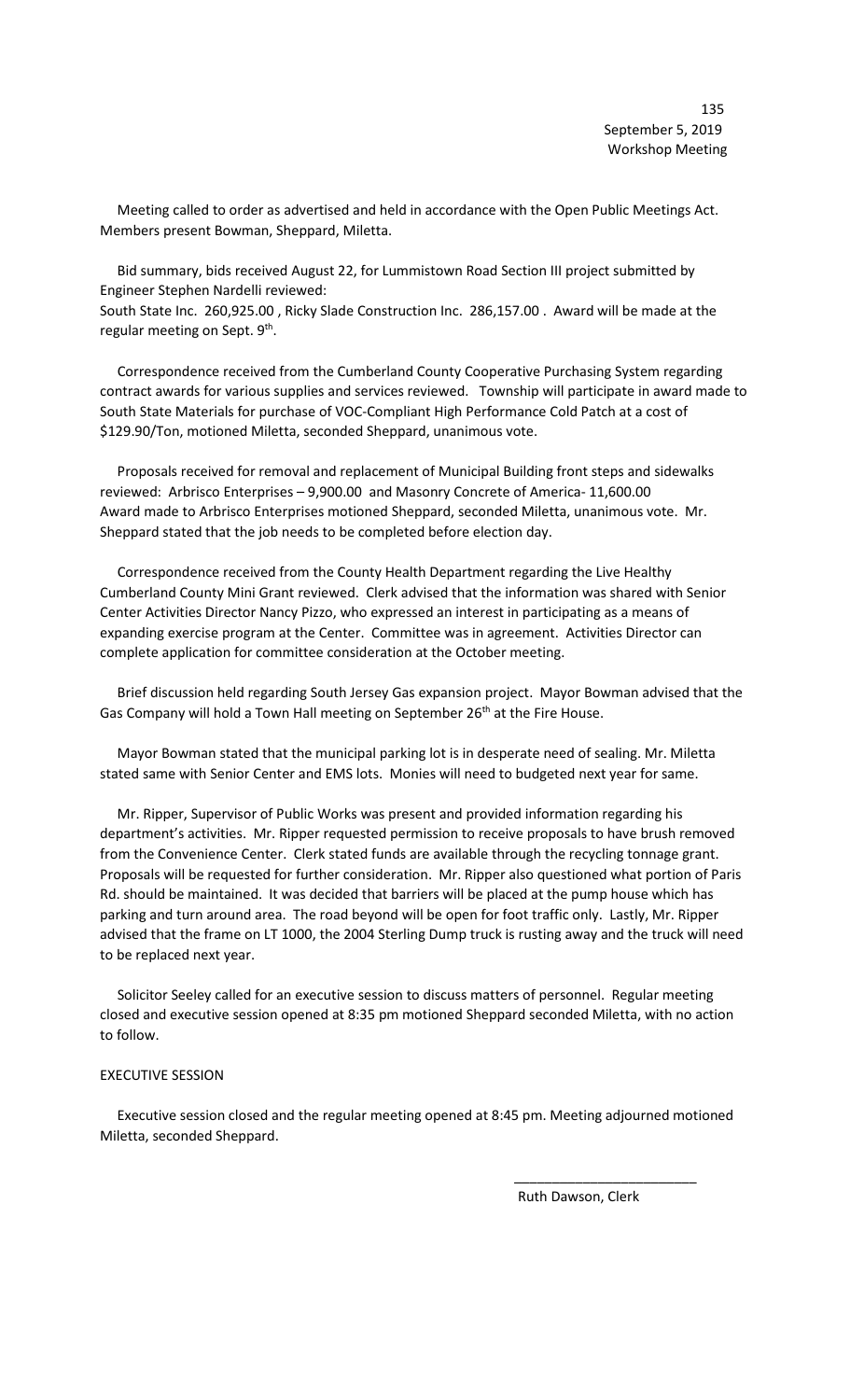September 5, 2019
Workshop Meeting

Meeting called to order as advertised and held in accordance with the Open Public Meetings Act. Members present Bowman, Sheppard, Miletta.

Bid summary, bids received August 22, for Lummistown Road Section III project submitted by Engineer Stephen Nardelli reviewed:
South State Inc. 260,925.00 , Ricky Slade Construction Inc. 286,157.00 . Award will be made at the regular meeting on Sept. 9th.

Correspondence received from the Cumberland County Cooperative Purchasing System regarding contract awards for various supplies and services reviewed. Township will participate in award made to South State Materials for purchase of VOC-Compliant High Performance Cold Patch at a cost of $129.90/Ton, motioned Miletta, seconded Sheppard, unanimous vote.

Proposals received for removal and replacement of Municipal Building front steps and sidewalks reviewed: Arbrisco Enterprises – 9,900.00 and Masonry Concrete of America- 11,600.00
Award made to Arbrisco Enterprises motioned Sheppard, seconded Miletta, unanimous vote. Mr. Sheppard stated that the job needs to be completed before election day.

Correspondence received from the County Health Department regarding the Live Healthy Cumberland County Mini Grant reviewed. Clerk advised that the information was shared with Senior Center Activities Director Nancy Pizzo, who expressed an interest in participating as a means of expanding exercise program at the Center. Committee was in agreement. Activities Director can complete application for committee consideration at the October meeting.

Brief discussion held regarding South Jersey Gas expansion project. Mayor Bowman advised that the Gas Company will hold a Town Hall meeting on September 26th at the Fire House.

Mayor Bowman stated that the municipal parking lot is in desperate need of sealing. Mr. Miletta stated same with Senior Center and EMS lots. Monies will need to budgeted next year for same.

Mr. Ripper, Supervisor of Public Works was present and provided information regarding his department's activities. Mr. Ripper requested permission to receive proposals to have brush removed from the Convenience Center. Clerk stated funds are available through the recycling tonnage grant. Proposals will be requested for further consideration. Mr. Ripper also questioned what portion of Paris Rd. should be maintained. It was decided that barriers will be placed at the pump house which has parking and turn around area. The road beyond will be open for foot traffic only. Lastly, Mr. Ripper advised that the frame on LT 1000, the 2004 Sterling Dump truck is rusting away and the truck will need to be replaced next year.

Solicitor Seeley called for an executive session to discuss matters of personnel. Regular meeting closed and executive session opened at 8:35 pm motioned Sheppard seconded Miletta, with no action to follow.

EXECUTIVE SESSION

Executive session closed and the regular meeting opened at 8:45 pm. Meeting adjourned motioned Miletta, seconded Sheppard.

\_\_\_\_\_\_\_\_\_\_\_\_\_\_\_\_\_\_\_\_\_\_\_\_

Ruth Dawson, Clerk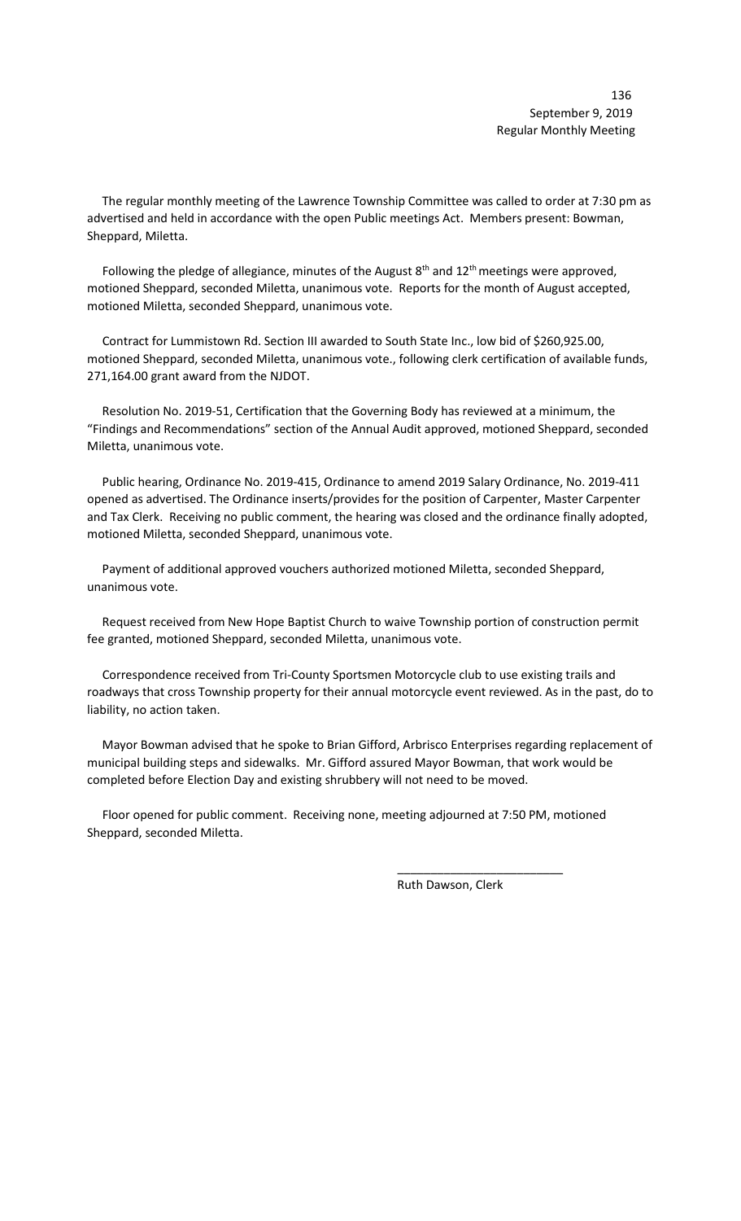September 9, 2019
Regular Monthly Meeting

The regular monthly meeting of the Lawrence Township Committee was called to order at 7:30 pm as advertised and held in accordance with the open Public meetings Act. Members present: Bowman, Sheppard, Miletta.

Following the pledge of allegiance, minutes of the August 8th and 12th meetings were approved, motioned Sheppard, seconded Miletta, unanimous vote. Reports for the month of August accepted, motioned Miletta, seconded Sheppard, unanimous vote.

Contract for Lummistown Rd. Section III awarded to South State Inc., low bid of $260,925.00, motioned Sheppard, seconded Miletta, unanimous vote., following clerk certification of available funds, 271,164.00 grant award from the NJDOT.

Resolution No. 2019-51, Certification that the Governing Body has reviewed at a minimum, the "Findings and Recommendations" section of the Annual Audit approved, motioned Sheppard, seconded Miletta, unanimous vote.

Public hearing, Ordinance No. 2019-415, Ordinance to amend 2019 Salary Ordinance, No. 2019-411 opened as advertised. The Ordinance inserts/provides for the position of Carpenter, Master Carpenter and Tax Clerk. Receiving no public comment, the hearing was closed and the ordinance finally adopted, motioned Miletta, seconded Sheppard, unanimous vote.

Payment of additional approved vouchers authorized motioned Miletta, seconded Sheppard, unanimous vote.

Request received from New Hope Baptist Church to waive Township portion of construction permit fee granted, motioned Sheppard, seconded Miletta, unanimous vote.

Correspondence received from Tri-County Sportsmen Motorcycle club to use existing trails and roadways that cross Township property for their annual motorcycle event reviewed. As in the past, do to liability, no action taken.

Mayor Bowman advised that he spoke to Brian Gifford, Arbrisco Enterprises regarding replacement of municipal building steps and sidewalks. Mr. Gifford assured Mayor Bowman, that work would be completed before Election Day and existing shrubbery will not need to be moved.

Floor opened for public comment. Receiving none, meeting adjourned at 7:50 PM, motioned Sheppard, seconded Miletta.

_________________________

Ruth Dawson, Clerk